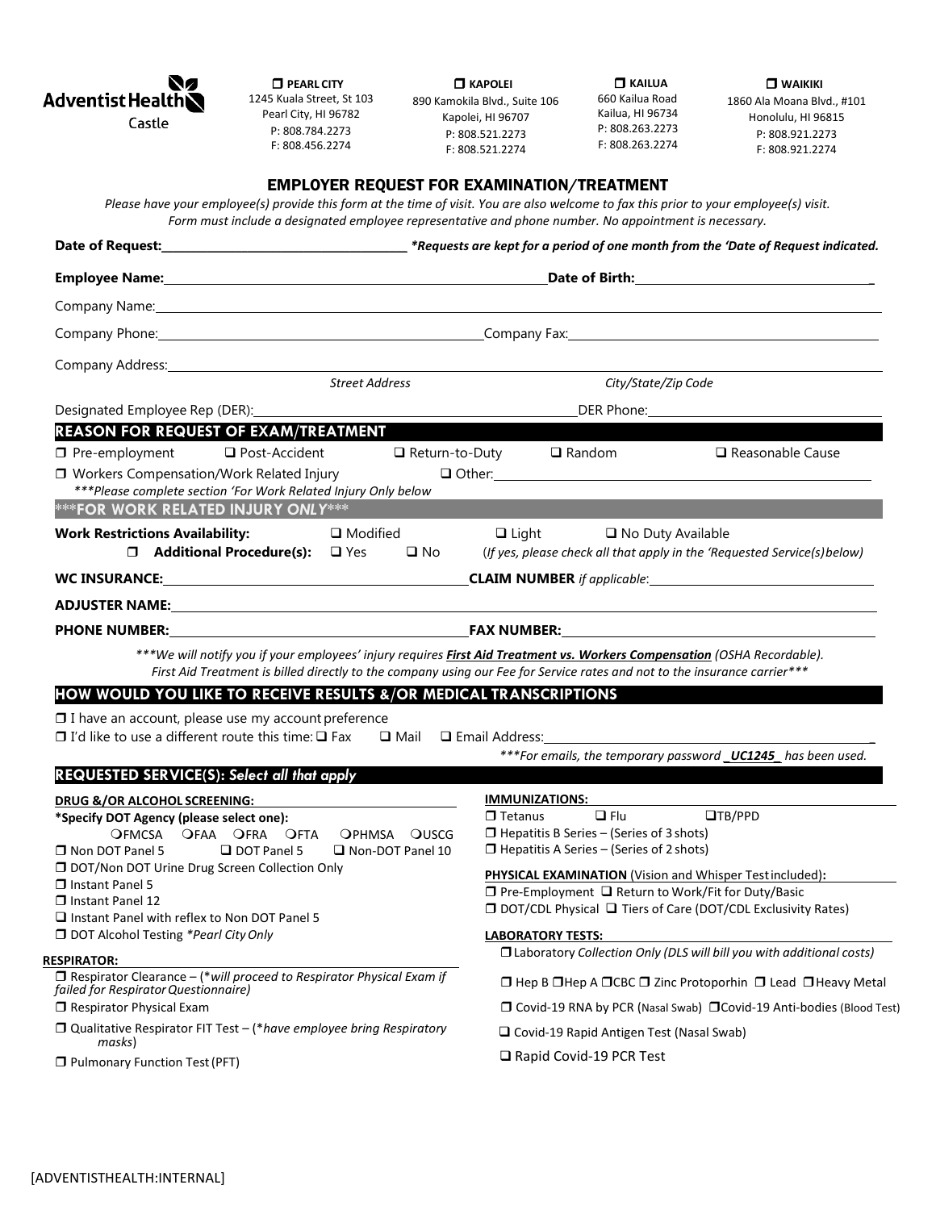Adventist Health Castle

| ☐ PEARL CITY | ☐ KAPOLEI | ☐ KAILUA | ☐ WAIKIKI |
|---|---|---|---|
| 1245 Kuala Street, St 103 | 890 Kamokila Blvd., Suite 106 | 660 Kailua Road | 1860 Ala Moana Blvd., #101 |
| Pearl City, HI 96782 | Kapolei, HI 96707 | Kailua, HI 96734 | Honolulu, HI 96815 |
| P: 808.784.2273 | P: 808.521.2273 | P: 808.263.2273 | P: 808.921.2273 |
| F: 808.456.2274 | F: 808.521.2274 | F: 808.263.2274 | F: 808.921.2274 |

# EMPLOYER REQUEST FOR EXAMINATION/TREATMENT

*Please have your employee(s) provide this form at the time of visit. You are also welcome to fax this prior to your employee(s) visit. Form must include a designated employee representative and phone number. No appointment is necessary.*

**Date of Request:** ____________________ *\*Requests are kept for a period of one month from the 'Date of Request indicated.*

**Employee Name:** ____________________ **Date of Birth:** ____________________

Company Name: ____________________

Company Phone: ____________________ Company Fax: ____________________

Company Address: ____________________
*Street Address* *City/State/Zip Code*

Designated Employee Rep (DER): ____________________ DER Phone: ____________________

## REASON FOR REQUEST OF EXAM/TREATMENT

☐ Pre-employment ☐ Post-Accident ☐ Return-to-Duty ☐ Random ☐ Reasonable Cause

☐ Workers Compensation/Work Related Injury ☐ Other: ____________________

*\*\*\*Please complete section 'For Work Related Injury Only below*

## \*\*\*FOR WORK RELATED INJURY ONLY\*\*\*

**Work Restrictions Availability:** ☐ Modified ☐ Light ☐ No Duty Available

☐ **Additional Procedure(s):** ☐ Yes ☐ No (*If yes, please check all that apply in the 'Requested Service(s) below*)

**WC INSURANCE:** ____________________ **CLAIM NUMBER** *if applicable*: ____________________

**ADJUSTER NAME:** ____________________

**PHONE NUMBER:** ____________________ **FAX NUMBER:** ____________________

*\*\*\*We will notify you if your employees' injury requires **First Aid Treatment vs. Workers Compensation** (OSHA Recordable). First Aid Treatment is billed directly to the company using our Fee for Service rates and not to the insurance carrier\*\*\**

## HOW WOULD YOU LIKE TO RECEIVE RESULTS &/OR MEDICAL TRANSCRIPTIONS

☐ I have an account, please use my account preference

☐ I'd like to use a different route this time: ☐ Fax ☐ Mail ☐ Email Address: ____________________

*\*\*\*For emails, the temporary password **_UC1245_** has been used.*

## REQUESTED SERVICE(S): Select all that apply

**DRUG &/OR ALCOHOL SCREENING:**

**\*Specify DOT Agency (please select one):**
○FMCSA ○FAA ○FRA ○FTA ○PHMSA ○USCG

☐ Non DOT Panel 5 ☐ DOT Panel 5 ☐ Non-DOT Panel 10

☐ DOT/Non DOT Urine Drug Screen Collection Only

☐ Instant Panel 5

☐ Instant Panel 12

☐ Instant Panel with reflex to Non DOT Panel 5

☐ DOT Alcohol Testing *\*Pearl City Only*

**RESPIRATOR:**

☐ Respirator Clearance – (*\*will proceed to Respirator Physical Exam if failed for Respirator Questionnaire)*

☐ Respirator Physical Exam

☐ Qualitative Respirator FIT Test – (*\*have employee bring Respiratory masks*)

☐ Pulmonary Function Test (PFT)

**IMMUNIZATIONS:**

☐ Tetanus ☐ Flu ☐TB/PPD

☐ Hepatitis B Series – (Series of 3 shots)

☐ Hepatitis A Series – (Series of 2 shots)

**PHYSICAL EXAMINATION** (Vision and Whisper Test included)**:**

☐ Pre-Employment ☐ Return to Work/Fit for Duty/Basic

☐ DOT/CDL Physical ☐ Tiers of Care (DOT/CDL Exclusivity Rates)

**LABORATORY TESTS:**

☐ Laboratory *Collection Only (DLS will bill you with additional costs)*

☐ Hep B ☐Hep A ☐CBC ☐ Zinc Protoporhin ☐ Lead ☐Heavy Metal

☐ Covid-19 RNA by PCR (Nasal Swab) ☐Covid-19 Anti-bodies (Blood Test)

☐ Covid-19 Rapid Antigen Test (Nasal Swab)

☐ Rapid Covid-19 PCR Test

[ADVENTISTHEALTH:INTERNAL]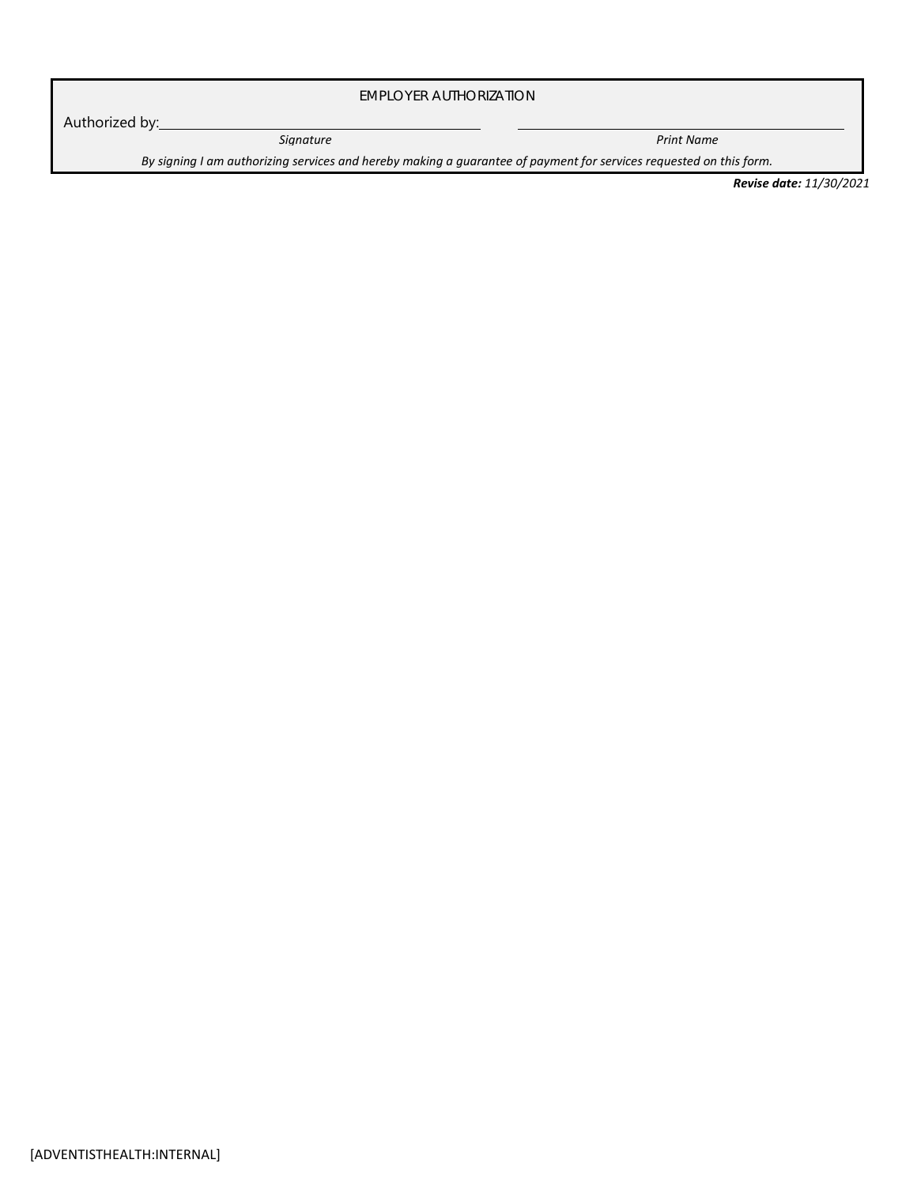EMPLOYER AUTHORIZATION

Authorized by: \_\_\_\_\_\_\_\_\_\_\_\_\_\_\_\_\_\_\_\_\_\_\_\_\_\_\_\_\_\_ \_\_\_\_\_\_\_\_\_\_\_\_\_\_\_\_\_\_\_\_\_\_\_\_\_\_\_\_\_\_

*Signature* *Print Name*

*By signing I am authorizing services and hereby making a guarantee of payment for services requested on this form.*

***Revise date:*** *11/30/2021*

[ADVENTISTHEALTH:INTERNAL]